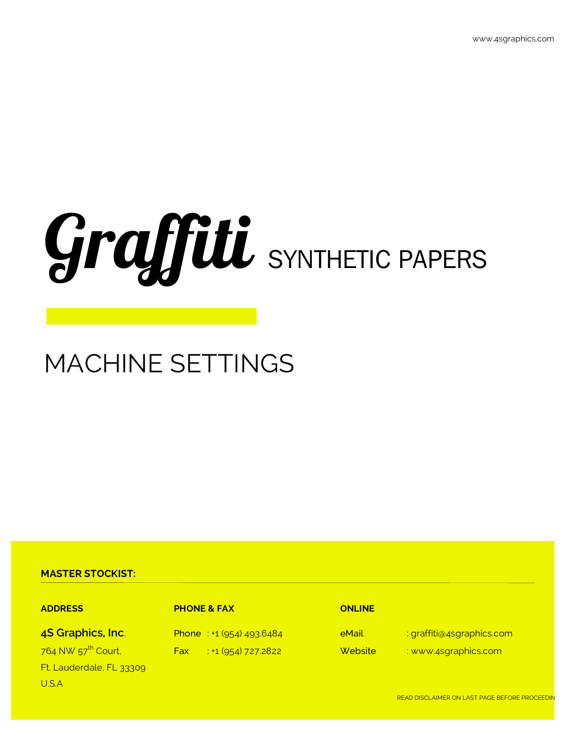# Graffiti SYNTHETIC PAPERS

## MACHINE SETTINGS

**MASTER STOCKIST:**

**ADDRESS**

**4S Graphics, Inc.**
764 NW 57th Court,
Ft. Lauderdale, FL 33309
U.S.A

**PHONE & FAX**

Phone : +1 (954) 493.6484
Fax : +1 (954) 727.2822

**ONLINE**

eMail : graffiti@4sgraphics.com
Website : www.4sgraphics.com

READ DISCLAIMER ON LAST PAGE BEFORE PROCEEDIN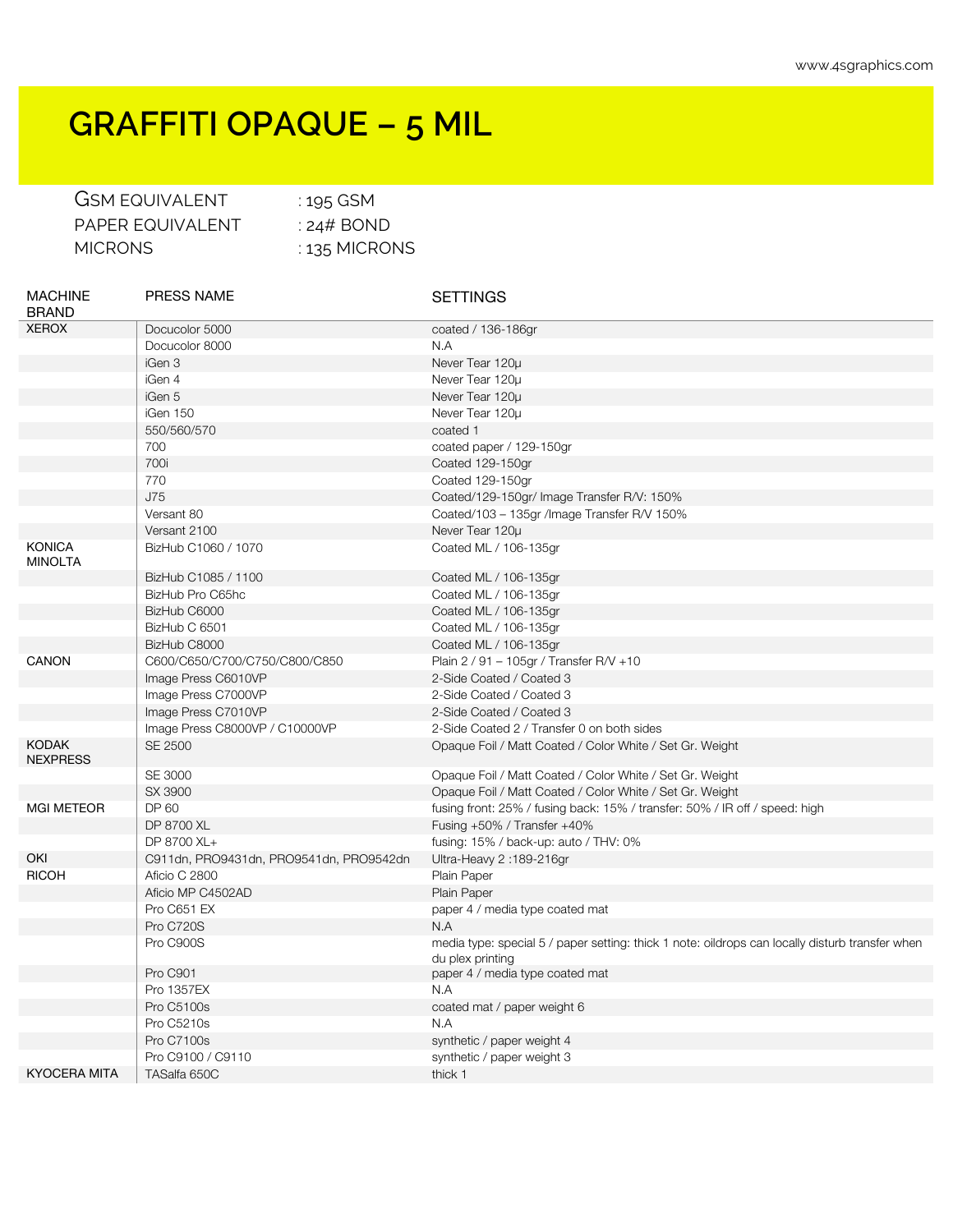# GRAFFITI OPAQUE – 5 MIL

GSM EQUIVALENT : 195 GSM
PAPER EQUIVALENT : 24# BOND
MICRONS : 135 MICRONS

| MACHINE BRAND | PRESS NAME | SETTINGS |
|---|---|---|
| XEROX | Docucolor 5000 | coated / 136-186gr |
| | Docucolor 8000 | N.A |
| | iGen 3 | Never Tear 120µ |
| | iGen 4 | Never Tear 120µ |
| | iGen 5 | Never Tear 120µ |
| | iGen 150 | Never Tear 120µ |
| | 550/560/570 | coated 1 |
| | 700 | coated paper / 129-150gr |
| | 700i | Coated 129-150gr |
| | 770 | Coated 129-150gr |
| | J75 | Coated/129-150gr/ Image Transfer R/V: 150% |
| | Versant 80 | Coated/103 – 135gr /Image Transfer R/V 150% |
| | Versant 2100 | Never Tear 120µ |
| KONICA MINOLTA | BizHub C1060 / 1070 | Coated ML / 106-135gr |
| | BizHub C1085 / 1100 | Coated ML / 106-135gr |
| | BizHub Pro C65hc | Coated ML / 106-135gr |
| | BizHub C6000 | Coated ML / 106-135gr |
| | BizHub C 6501 | Coated ML / 106-135gr |
| | BizHub C8000 | Coated ML / 106-135gr |
| CANON | C600/C650/C700/C750/C800/C850 | Plain 2 / 91 – 105gr / Transfer R/V +10 |
| | Image Press C6010VP | 2-Side Coated / Coated 3 |
| | Image Press C7000VP | 2-Side Coated / Coated 3 |
| | Image Press C7010VP | 2-Side Coated / Coated 3 |
| | Image Press C8000VP / C10000VP | 2-Side Coated 2 / Transfer 0 on both sides |
| KODAK NEXPRESS | SE 2500 | Opaque Foil / Matt Coated / Color White / Set Gr. Weight |
| | SE 3000 | Opaque Foil / Matt Coated / Color White / Set Gr. Weight |
| | SX 3900 | Opaque Foil / Matt Coated / Color White / Set Gr. Weight |
| MGI METEOR | DP 60 | fusing front: 25% / fusing back: 15% / transfer: 50% / IR off / speed: high |
| | DP 8700 XL | Fusing +50% / Transfer +40% |
| | DP 8700 XL+ | fusing: 15% / back-up: auto / THV: 0% |
| OKI | C911dn, PRO9431dn, PRO9541dn, PRO9542dn | Ultra-Heavy 2 :189-216gr |
| RICOH | Aficio C 2800 | Plain Paper |
| | Aficio MP C4502AD | Plain Paper |
| | Pro C651 EX | paper 4 / media type coated mat |
| | Pro C720S | N.A |
| | Pro C900S | media type: special 5 / paper setting: thick 1 note: oildrops can locally disturb transfer when du plex printing |
| | Pro C901 | paper 4 / media type coated mat |
| | Pro 1357EX | N.A |
| | Pro C5100s | coated mat / paper weight 6 |
| | Pro C5210s | N.A |
| | Pro C7100s | synthetic / paper weight 4 |
| | Pro C9100 / C9110 | synthetic / paper weight 3 |
| KYOCERA MITA | TASalfa 650C | thick 1 |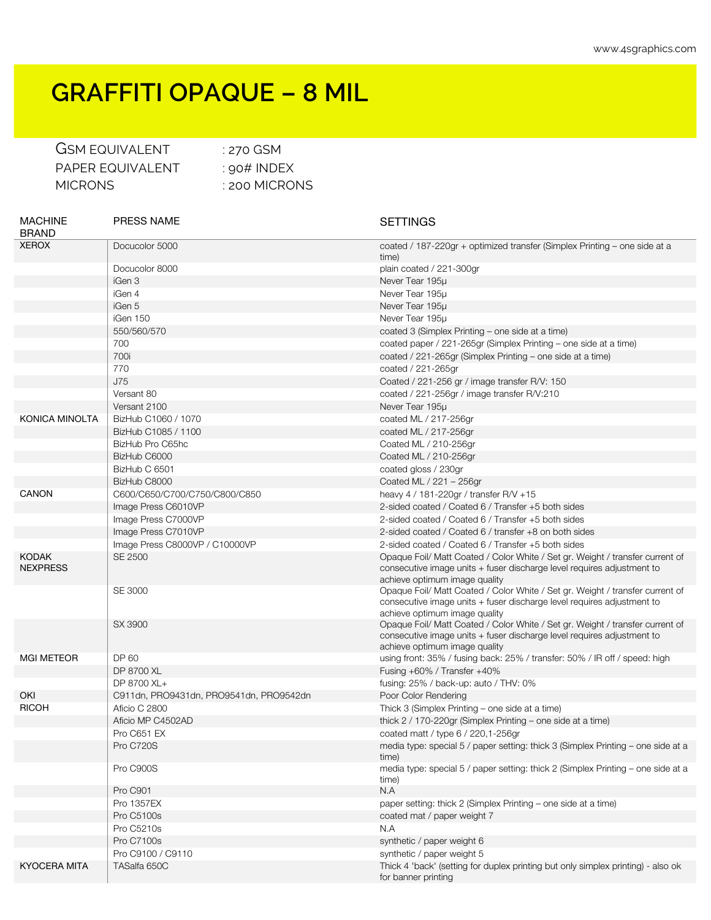# GRAFFITI OPAQUE – 8 MIL

GSM EQUIVALENT : 270 GSM
PAPER EQUIVALENT : 90# INDEX
MICRONS : 200 MICRONS

| MACHINE BRAND | PRESS NAME | SETTINGS |
|---|---|---|
| XEROX | Docucolor 5000 | coated / 187-220gr + optimized transfer (Simplex Printing – one side at a time) |
| | Docucolor 8000 | plain coated / 221-300gr |
| | iGen 3 | Never Tear 195μ |
| | iGen 4 | Never Tear 195μ |
| | iGen 5 | Never Tear 195μ |
| | iGen 150 | Never Tear 195μ |
| | 550/560/570 | coated 3 (Simplex Printing – one side at a time) |
| | 700 | coated paper / 221-265gr (Simplex Printing – one side at a time) |
| | 700i | coated / 221-265gr (Simplex Printing – one side at a time) |
| | 770 | coated / 221-265gr |
| | J75 | Coated / 221-256 gr / image transfer R/V: 150 |
| | Versant 80 | coated / 221-256gr / image transfer R/V:210 |
| | Versant 2100 | Never Tear 195μ |
| KONICA MINOLTA | BizHub C1060 / 1070 | coated ML / 217-256gr |
| | BizHub C1085 / 1100 | coated ML / 217-256gr |
| | BizHub Pro C65hc | Coated ML / 210-256gr |
| | BizHub C6000 | Coated ML / 210-256gr |
| | BizHub C 6501 | coated gloss / 230gr |
| | BizHub C8000 | Coated ML / 221 – 256gr |
| CANON | C600/C650/C700/C750/C800/C850 | heavy 4 / 181-220gr / transfer R/V +15 |
| | Image Press C6010VP | 2-sided coated / Coated 6 / Transfer +5 both sides |
| | Image Press C7000VP | 2-sided coated / Coated 6 / Transfer +5 both sides |
| | Image Press C7010VP | 2-sided coated / Coated 6 / transfer +8 on both sides |
| | Image Press C8000VP / C10000VP | 2-sided coated / Coated 6 / Transfer +5 both sides |
| KODAK NEXPRESS | SE 2500 | Opaque Foil/ Matt Coated / Color White / Set gr. Weight / transfer current of consecutive image units + fuser discharge level requires adjustment to achieve optimum image quality |
| | SE 3000 | Opaque Foil/ Matt Coated / Color White / Set gr. Weight / transfer current of consecutive image units + fuser discharge level requires adjustment to achieve optimum image quality |
| | SX 3900 | Opaque Foil/ Matt Coated / Color White / Set gr. Weight / transfer current of consecutive image units + fuser discharge level requires adjustment to achieve optimum image quality |
| MGI METEOR | DP 60 | using front: 35% / fusing back: 25% / transfer: 50% / IR off / speed: high |
| | DP 8700 XL | Fusing +60% / Transfer +40% |
| | DP 8700 XL+ | fusing: 25% / back-up: auto / THV: 0% |
| OKI | C911dn, PRO9431dn, PRO9541dn, PRO9542dn | Poor Color Rendering |
| RICOH | Aficio C 2800 | Thick 3 (Simplex Printing – one side at a time) |
| | Aficio MP C4502AD | thick 2 / 170-220gr (Simplex Printing – one side at a time) |
| | Pro C651 EX | coated matt / type 6 / 220,1-256gr |
| | Pro C720S | media type: special 5 / paper setting: thick 3 (Simplex Printing – one side at a time) |
| | Pro C900S | media type: special 5 / paper setting: thick 2 (Simplex Printing – one side at a time) |
| | Pro C901 | N.A |
| | Pro 1357EX | paper setting: thick 2 (Simplex Printing – one side at a time) |
| | Pro C5100s | coated mat / paper weight 7 |
| | Pro C5210s | N.A |
| | Pro C7100s | synthetic / paper weight 6 |
| | Pro C9100 / C9110 | synthetic / paper weight 5 |
| KYOCERA MITA | TASalfa 650C | Thick 4 'back' (setting for duplex printing but only simplex printing) - also ok for banner printing |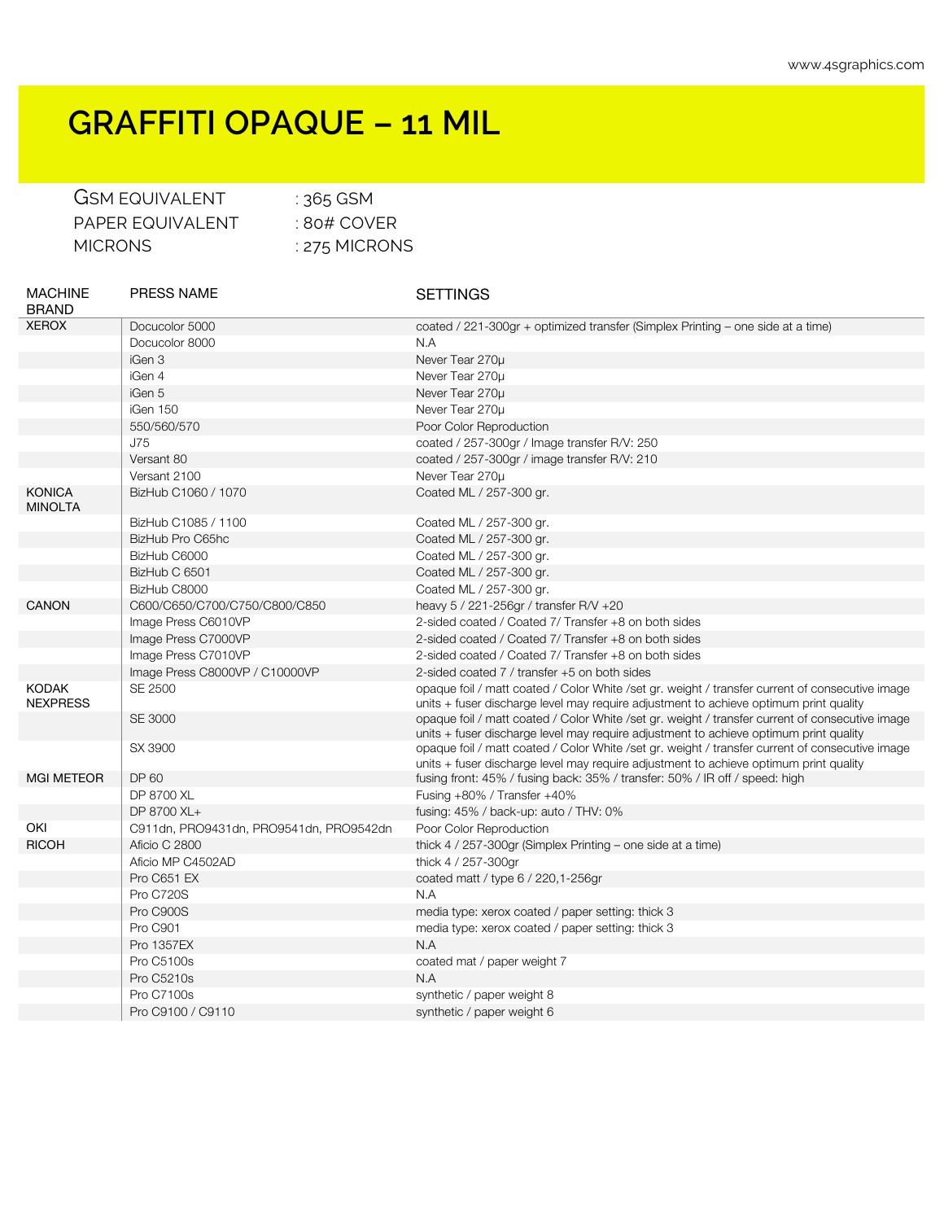# GRAFFITI OPAQUE – 11 MIL

GSM EQUIVALENT : 365 GSM
PAPER EQUIVALENT : 80# COVER
MICRONS : 275 MICRONS

| MACHINE BRAND | PRESS NAME | SETTINGS |
|---|---|---|
| XEROX | Docucolor 5000 | coated / 221-300gr + optimized transfer (Simplex Printing – one side at a time) |
| | Docucolor 8000 | N.A |
| | iGen 3 | Never Tear 270μ |
| | iGen 4 | Never Tear 270μ |
| | iGen 5 | Never Tear 270μ |
| | iGen 150 | Never Tear 270μ |
| | 550/560/570 | Poor Color Reproduction |
| | J75 | coated / 257-300gr / Image transfer R/V: 250 |
| | Versant 80 | coated / 257-300gr / image transfer R/V: 210 |
| | Versant 2100 | Never Tear 270μ |
| KONICA MINOLTA | BizHub C1060 / 1070 | Coated ML / 257-300 gr. |
| | BizHub C1085 / 1100 | Coated ML / 257-300 gr. |
| | BizHub Pro C65hc | Coated ML / 257-300 gr. |
| | BizHub C6000 | Coated ML / 257-300 gr. |
| | BizHub C 6501 | Coated ML / 257-300 gr. |
| | BizHub C8000 | Coated ML / 257-300 gr. |
| CANON | C600/C650/C700/C750/C800/C850 | heavy 5 / 221-256gr / transfer R/V +20 |
| | Image Press C6010VP | 2-sided coated / Coated 7/ Transfer +8 on both sides |
| | Image Press C7000VP | 2-sided coated / Coated 7/ Transfer +8 on both sides |
| | Image Press C7010VP | 2-sided coated / Coated 7/ Transfer +8 on both sides |
| | Image Press C8000VP / C10000VP | 2-sided coated 7 / transfer +5 on both sides |
| KODAK NEXPRESS | SE 2500 | opaque foil / matt coated / Color White /set gr. weight / transfer current of consecutive image units + fuser discharge level may require adjustment to achieve optimum print quality |
| | SE 3000 | opaque foil / matt coated / Color White /set gr. weight / transfer current of consecutive image units + fuser discharge level may require adjustment to achieve optimum print quality |
| | SX 3900 | opaque foil / matt coated / Color White /set gr. weight / transfer current of consecutive image units + fuser discharge level may require adjustment to achieve optimum print quality |
| MGI METEOR | DP 60 | fusing front: 45% / fusing back: 35% / transfer: 50% / IR off / speed: high |
| | DP 8700 XL | Fusing +80% / Transfer +40% |
| | DP 8700 XL+ | fusing: 45% / back-up: auto / THV: 0% |
| OKI | C911dn, PRO9431dn, PRO9541dn, PRO9542dn | Poor Color Reproduction |
| RICOH | Aficio C 2800 | thick 4 / 257-300gr (Simplex Printing – one side at a time) |
| | Aficio MP C4502AD | thick 4 / 257-300gr |
| | Pro C651 EX | coated matt / type 6 / 220,1-256gr |
| | Pro C720S | N.A |
| | Pro C900S | media type: xerox coated / paper setting: thick 3 |
| | Pro C901 | media type: xerox coated / paper setting: thick 3 |
| | Pro 1357EX | N.A |
| | Pro C5100s | coated mat / paper weight 7 |
| | Pro C5210s | N.A |
| | Pro C7100s | synthetic / paper weight 8 |
| | Pro C9100 / C9110 | synthetic / paper weight 6 |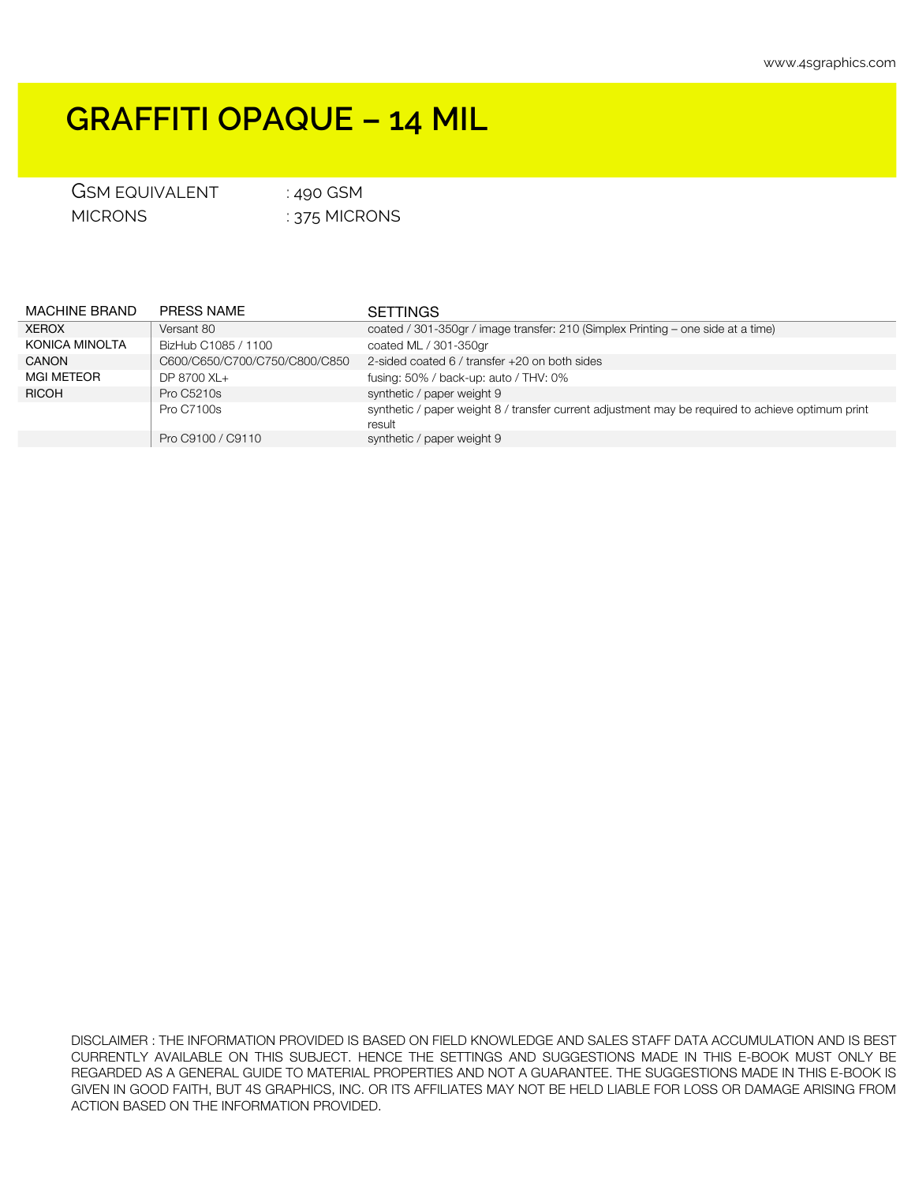www.4sgraphics.com

# GRAFFITI OPAQUE – 14 MIL

GSM EQUIVALENT : 490 GSM
MICRONS : 375 MICRONS

| MACHINE BRAND | PRESS NAME | SETTINGS |
|---|---|---|
| XEROX | Versant 80 | coated / 301-350gr / image transfer: 210 (Simplex Printing – one side at a time) |
| KONICA MINOLTA | BizHub C1085 / 1100 | coated ML / 301-350gr |
| CANON | C600/C650/C700/C750/C800/C850 | 2-sided coated 6 / transfer +20 on both sides |
| MGI METEOR | DP 8700 XL+ | fusing: 50% / back-up: auto / THV: 0% |
| RICOH | Pro C5210s | synthetic / paper weight 9 |
| | Pro C7100s | synthetic / paper weight 8 / transfer current adjustment may be required to achieve optimum print result |
| | Pro C9100 / C9110 | synthetic / paper weight 9 |

DISCLAIMER : THE INFORMATION PROVIDED IS BASED ON FIELD KNOWLEDGE AND SALES STAFF DATA ACCUMULATION AND IS BEST CURRENTLY AVAILABLE ON THIS SUBJECT. HENCE THE SETTINGS AND SUGGESTIONS MADE IN THIS E-BOOK MUST ONLY BE REGARDED AS A GENERAL GUIDE TO MATERIAL PROPERTIES AND NOT A GUARANTEE. THE SUGGESTIONS MADE IN THIS E-BOOK IS GIVEN IN GOOD FAITH, BUT 4S GRAPHICS, INC. OR ITS AFFILIATES MAY NOT BE HELD LIABLE FOR LOSS OR DAMAGE ARISING FROM ACTION BASED ON THE INFORMATION PROVIDED.